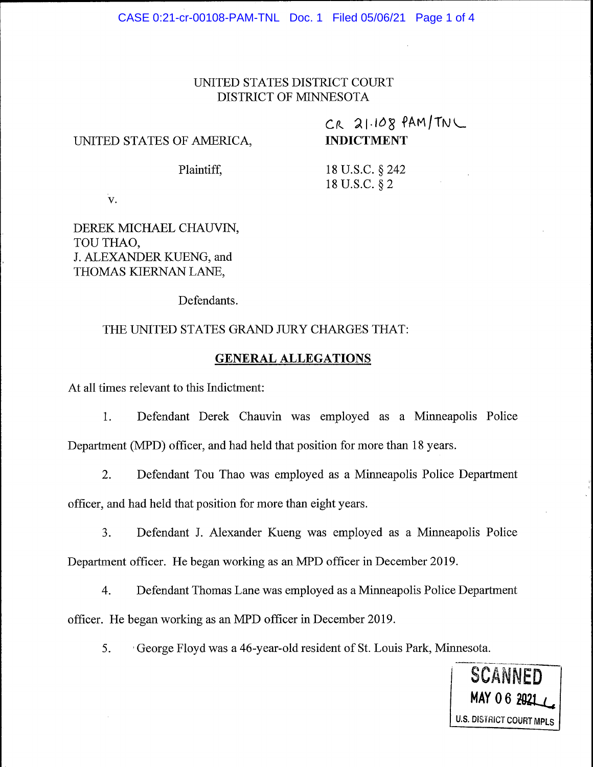UNITED STATES DISTRICT COURT
DISTRICT OF MINNESOTA

CR 21-108 PAM/TNL

UNITED STATES OF AMERICA,

Plaintiff,

v.

DEREK MICHAEL CHAUVIN,
TOU THAO,
J. ALEXANDER KUENG, and
THOMAS KIERNAN LANE,

Defendants.

**INDICTMENT**

18 U.S.C. § 242
18 U.S.C. § 2

THE UNITED STATES GRAND JURY CHARGES THAT:

## GENERAL ALLEGATIONS

At all times relevant to this Indictment:

1. Defendant Derek Chauvin was employed as a Minneapolis Police Department (MPD) officer, and had held that position for more than 18 years.

2. Defendant Tou Thao was employed as a Minneapolis Police Department officer, and had held that position for more than eight years.

3. Defendant J. Alexander Kueng was employed as a Minneapolis Police Department officer. He began working as an MPD officer in December 2019.

4. Defendant Thomas Lane was employed as a Minneapolis Police Department officer. He began working as an MPD officer in December 2019.

5. George Floyd was a 46-year-old resident of St. Louis Park, Minnesota.

SCANNED
MAY 06 2021
U.S. DISTRICT COURT MPLS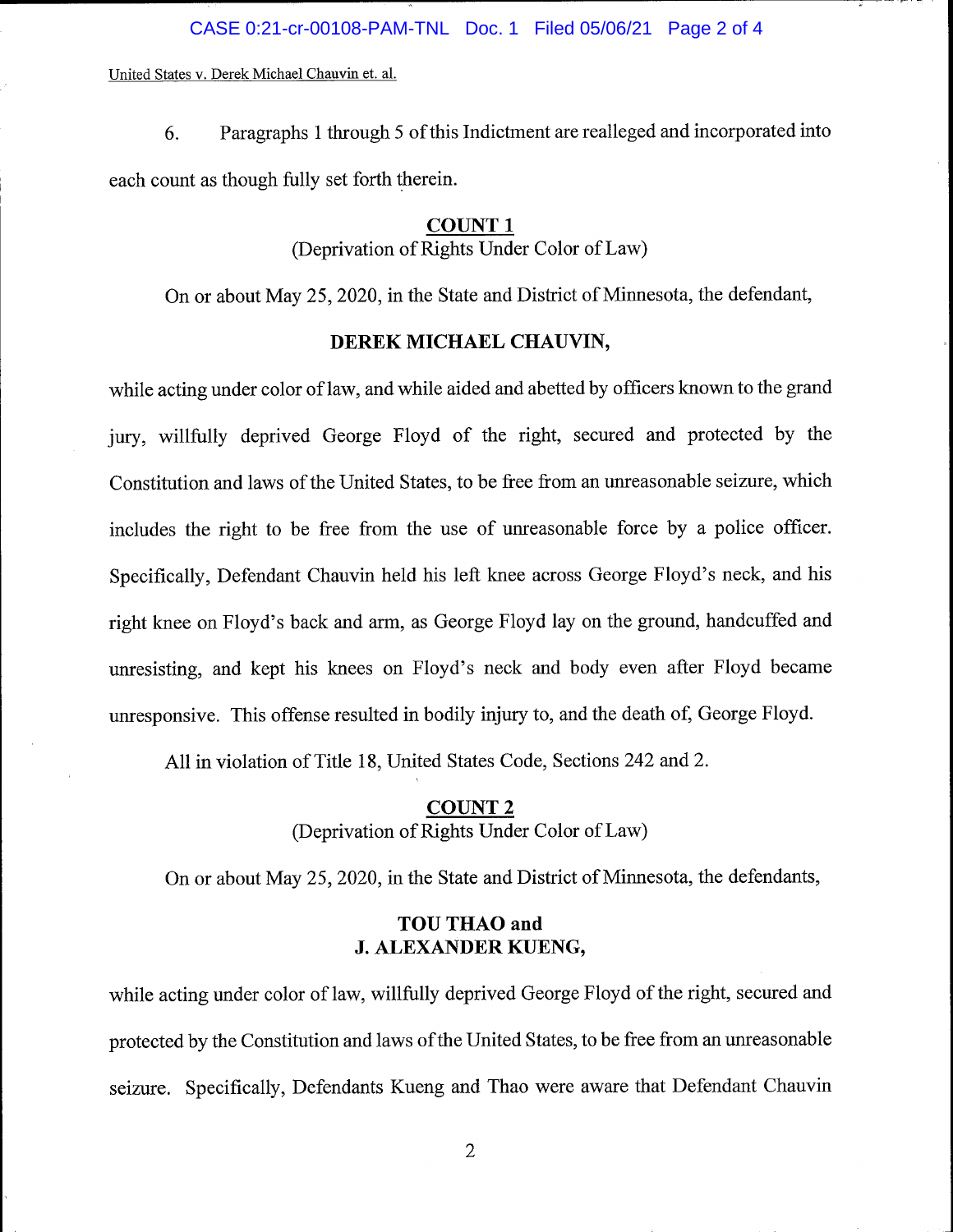6. Paragraphs 1 through 5 of this Indictment are realleged and incorporated into each count as though fully set forth therein.

**COUNT 1**
(Deprivation of Rights Under Color of Law)

On or about May 25, 2020, in the State and District of Minnesota, the defendant,

**DEREK MICHAEL CHAUVIN,**

while acting under color of law, and while aided and abetted by officers known to the grand jury, willfully deprived George Floyd of the right, secured and protected by the Constitution and laws of the United States, to be free from an unreasonable seizure, which includes the right to be free from the use of unreasonable force by a police officer. Specifically, Defendant Chauvin held his left knee across George Floyd's neck, and his right knee on Floyd's back and arm, as George Floyd lay on the ground, handcuffed and unresisting, and kept his knees on Floyd's neck and body even after Floyd became unresponsive. This offense resulted in bodily injury to, and the death of, George Floyd.

All in violation of Title 18, United States Code, Sections 242 and 2.

**COUNT 2**
(Deprivation of Rights Under Color of Law)

On or about May 25, 2020, in the State and District of Minnesota, the defendants,

**TOU THAO and**
**J. ALEXANDER KUENG,**

while acting under color of law, willfully deprived George Floyd of the right, secured and protected by the Constitution and laws of the United States, to be free from an unreasonable seizure. Specifically, Defendants Kueng and Thao were aware that Defendant Chauvin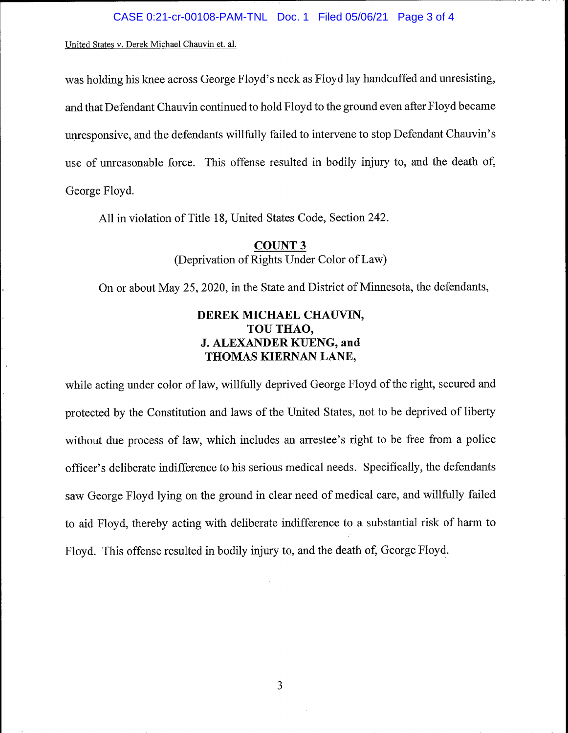was holding his knee across George Floyd's neck as Floyd lay handcuffed and unresisting, and that Defendant Chauvin continued to hold Floyd to the ground even after Floyd became unresponsive, and the defendants willfully failed to intervene to stop Defendant Chauvin's use of unreasonable force. This offense resulted in bodily injury to, and the death of, George Floyd.

All in violation of Title 18, United States Code, Section 242.

## COUNT 3

(Deprivation of Rights Under Color of Law)

On or about May 25, 2020, in the State and District of Minnesota, the defendants,

**DEREK MICHAEL CHAUVIN,**
**TOU THAO,**
**J. ALEXANDER KUENG, and**
**THOMAS KIERNAN LANE,**

while acting under color of law, willfully deprived George Floyd of the right, secured and protected by the Constitution and laws of the United States, not to be deprived of liberty without due process of law, which includes an arrestee's right to be free from a police officer's deliberate indifference to his serious medical needs. Specifically, the defendants saw George Floyd lying on the ground in clear need of medical care, and willfully failed to aid Floyd, thereby acting with deliberate indifference to a substantial risk of harm to Floyd. This offense resulted in bodily injury to, and the death of, George Floyd.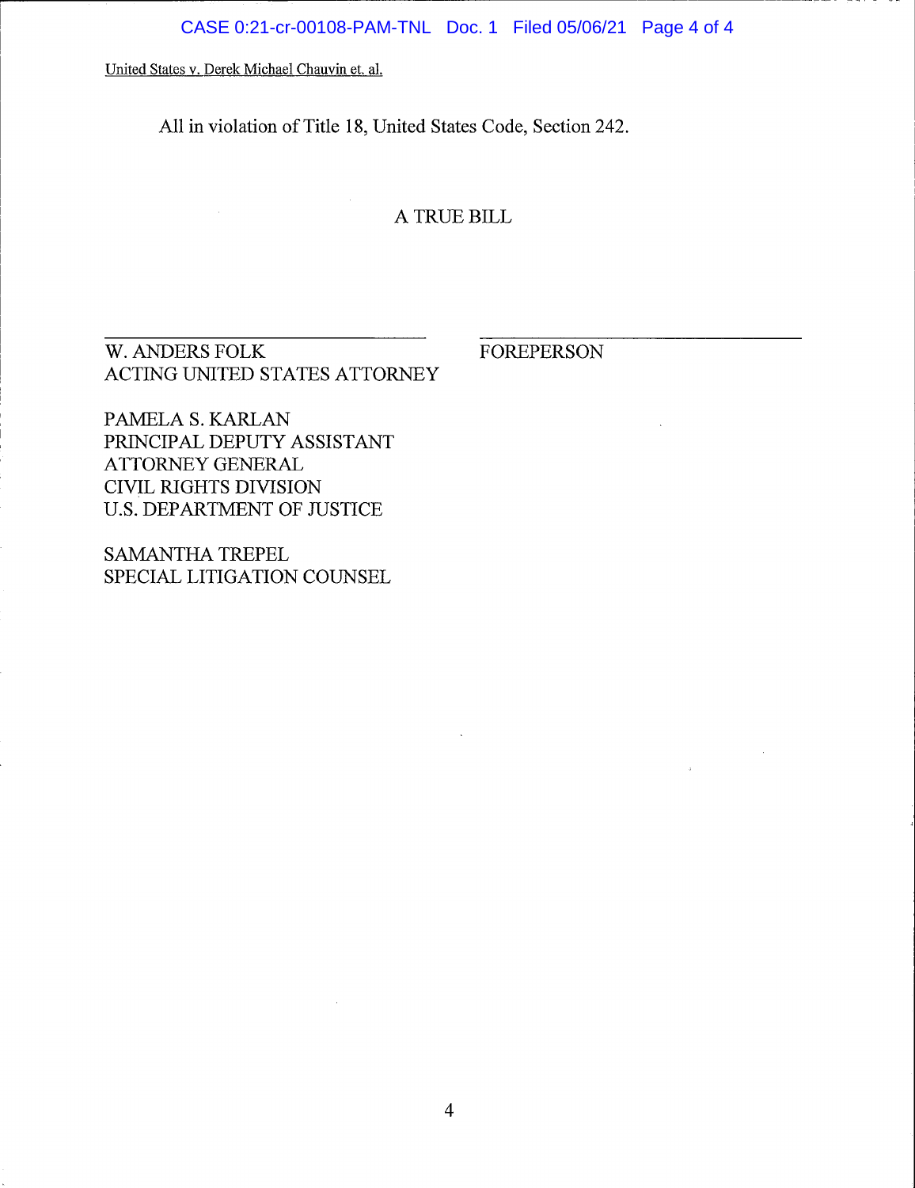All in violation of Title 18, United States Code, Section 242.

A TRUE BILL

W. ANDERS FOLK
ACTING UNITED STATES ATTORNEY

FOREPERSON

PAMELA S. KARLAN
PRINCIPAL DEPUTY ASSISTANT
ATTORNEY GENERAL
CIVIL RIGHTS DIVISION
U.S. DEPARTMENT OF JUSTICE

SAMANTHA TREPEL
SPECIAL LITIGATION COUNSEL